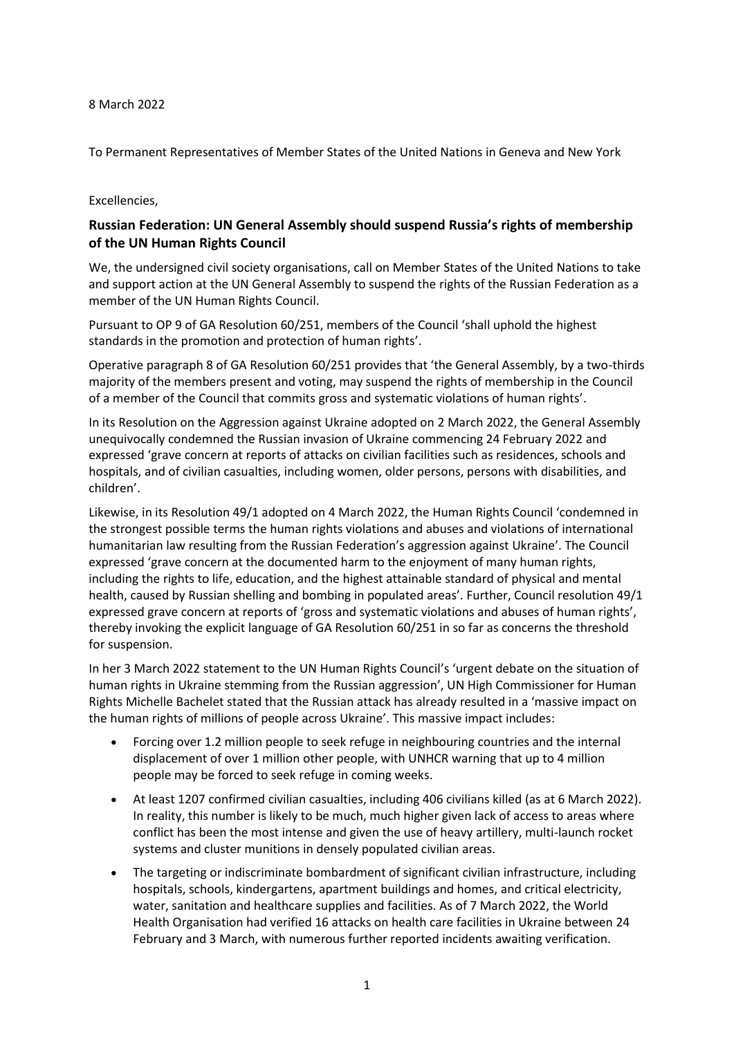8 March 2022

To Permanent Representatives of Member States of the United Nations in Geneva and New York

Excellencies,

## Russian Federation: UN General Assembly should suspend Russia's rights of membership of the UN Human Rights Council

We, the undersigned civil society organisations, call on Member States of the United Nations to take and support action at the UN General Assembly to suspend the rights of the Russian Federation as a member of the UN Human Rights Council.

Pursuant to OP 9 of GA Resolution 60/251, members of the Council 'shall uphold the highest standards in the promotion and protection of human rights'.

Operative paragraph 8 of GA Resolution 60/251 provides that 'the General Assembly, by a two-thirds majority of the members present and voting, may suspend the rights of membership in the Council of a member of the Council that commits gross and systematic violations of human rights'.

In its Resolution on the Aggression against Ukraine adopted on 2 March 2022, the General Assembly unequivocally condemned the Russian invasion of Ukraine commencing 24 February 2022 and expressed 'grave concern at reports of attacks on civilian facilities such as residences, schools and hospitals, and of civilian casualties, including women, older persons, persons with disabilities, and children'.

Likewise, in its Resolution 49/1 adopted on 4 March 2022, the Human Rights Council 'condemned in the strongest possible terms the human rights violations and abuses and violations of international humanitarian law resulting from the Russian Federation's aggression against Ukraine'. The Council expressed 'grave concern at the documented harm to the enjoyment of many human rights, including the rights to life, education, and the highest attainable standard of physical and mental health, caused by Russian shelling and bombing in populated areas'. Further, Council resolution 49/1 expressed grave concern at reports of 'gross and systematic violations and abuses of human rights', thereby invoking the explicit language of GA Resolution 60/251 in so far as concerns the threshold for suspension.

In her 3 March 2022 statement to the UN Human Rights Council's 'urgent debate on the situation of human rights in Ukraine stemming from the Russian aggression', UN High Commissioner for Human Rights Michelle Bachelet stated that the Russian attack has already resulted in a 'massive impact on the human rights of millions of people across Ukraine'. This massive impact includes:

- Forcing over 1.2 million people to seek refuge in neighbouring countries and the internal displacement of over 1 million other people, with UNHCR warning that up to 4 million people may be forced to seek refuge in coming weeks.
- At least 1207 confirmed civilian casualties, including 406 civilians killed (as at 6 March 2022). In reality, this number is likely to be much, much higher given lack of access to areas where conflict has been the most intense and given the use of heavy artillery, multi-launch rocket systems and cluster munitions in densely populated civilian areas.
- The targeting or indiscriminate bombardment of significant civilian infrastructure, including hospitals, schools, kindergartens, apartment buildings and homes, and critical electricity, water, sanitation and healthcare supplies and facilities. As of 7 March 2022, the World Health Organisation had verified 16 attacks on health care facilities in Ukraine between 24 February and 3 March, with numerous further reported incidents awaiting verification.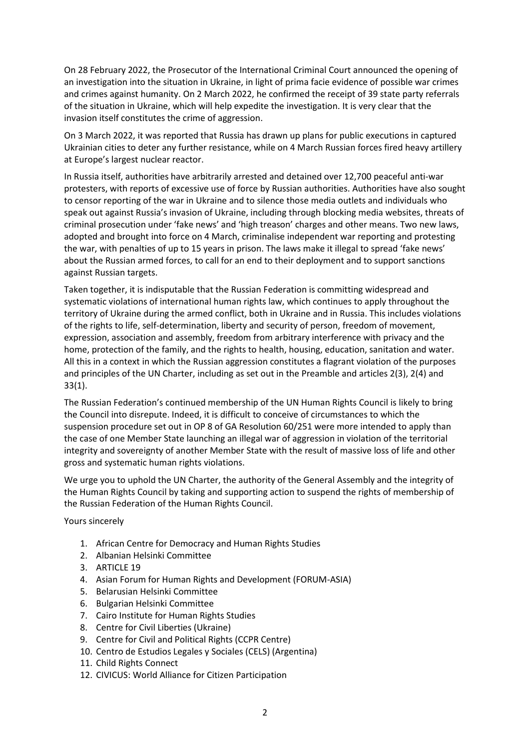On 28 February 2022, the Prosecutor of the International Criminal Court announced the opening of an investigation into the situation in Ukraine, in light of prima facie evidence of possible war crimes and crimes against humanity. On 2 March 2022, he confirmed the receipt of 39 state party referrals of the situation in Ukraine, which will help expedite the investigation. It is very clear that the invasion itself constitutes the crime of aggression.

On 3 March 2022, it was reported that Russia has drawn up plans for public executions in captured Ukrainian cities to deter any further resistance, while on 4 March Russian forces fired heavy artillery at Europe's largest nuclear reactor.

In Russia itself, authorities have arbitrarily arrested and detained over 12,700 peaceful anti-war protesters, with reports of excessive use of force by Russian authorities. Authorities have also sought to censor reporting of the war in Ukraine and to silence those media outlets and individuals who speak out against Russia's invasion of Ukraine, including through blocking media websites, threats of criminal prosecution under 'fake news' and 'high treason' charges and other means. Two new laws, adopted and brought into force on 4 March, criminalise independent war reporting and protesting the war, with penalties of up to 15 years in prison. The laws make it illegal to spread 'fake news' about the Russian armed forces, to call for an end to their deployment and to support sanctions against Russian targets.

Taken together, it is indisputable that the Russian Federation is committing widespread and systematic violations of international human rights law, which continues to apply throughout the territory of Ukraine during the armed conflict, both in Ukraine and in Russia. This includes violations of the rights to life, self-determination, liberty and security of person, freedom of movement, expression, association and assembly, freedom from arbitrary interference with privacy and the home, protection of the family, and the rights to health, housing, education, sanitation and water. All this in a context in which the Russian aggression constitutes a flagrant violation of the purposes and principles of the UN Charter, including as set out in the Preamble and articles 2(3), 2(4) and 33(1).

The Russian Federation's continued membership of the UN Human Rights Council is likely to bring the Council into disrepute. Indeed, it is difficult to conceive of circumstances to which the suspension procedure set out in OP 8 of GA Resolution 60/251 were more intended to apply than the case of one Member State launching an illegal war of aggression in violation of the territorial integrity and sovereignty of another Member State with the result of massive loss of life and other gross and systematic human rights violations.

We urge you to uphold the UN Charter, the authority of the General Assembly and the integrity of the Human Rights Council by taking and supporting action to suspend the rights of membership of the Russian Federation of the Human Rights Council.

Yours sincerely

1. African Centre for Democracy and Human Rights Studies
2. Albanian Helsinki Committee
3. ARTICLE 19
4. Asian Forum for Human Rights and Development (FORUM-ASIA)
5. Belarusian Helsinki Committee
6. Bulgarian Helsinki Committee
7. Cairo Institute for Human Rights Studies
8. Centre for Civil Liberties (Ukraine)
9. Centre for Civil and Political Rights (CCPR Centre)
10. Centro de Estudios Legales y Sociales (CELS) (Argentina)
11. Child Rights Connect
12. CIVICUS: World Alliance for Citizen Participation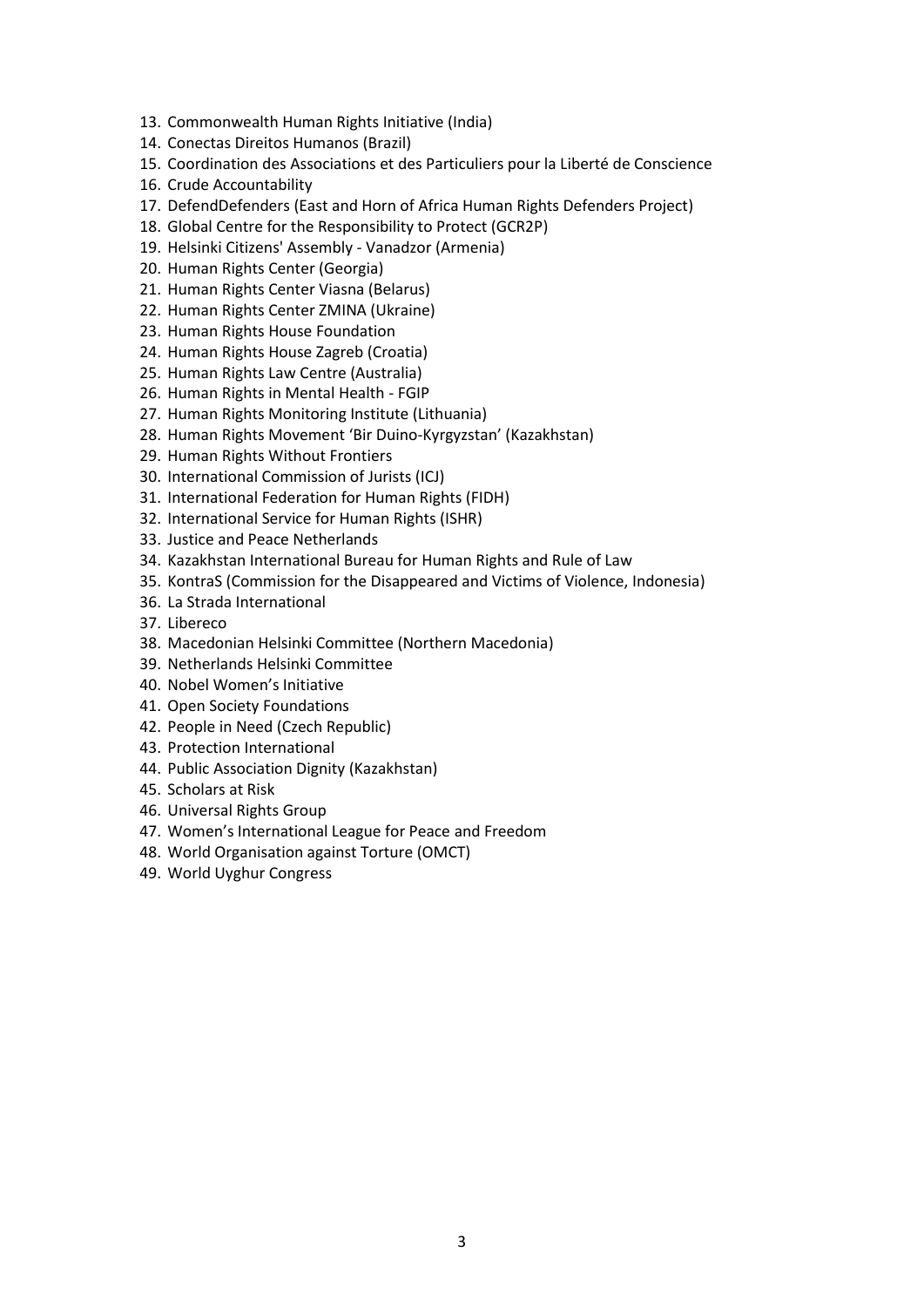13. Commonwealth Human Rights Initiative (India)
14. Conectas Direitos Humanos (Brazil)
15. Coordination des Associations et des Particuliers pour la Liberté de Conscience
16. Crude Accountability
17. DefendDefenders (East and Horn of Africa Human Rights Defenders Project)
18. Global Centre for the Responsibility to Protect (GCR2P)
19. Helsinki Citizens' Assembly - Vanadzor (Armenia)
20. Human Rights Center (Georgia)
21. Human Rights Center Viasna (Belarus)
22. Human Rights Center ZMINA (Ukraine)
23. Human Rights House Foundation
24. Human Rights House Zagreb (Croatia)
25. Human Rights Law Centre (Australia)
26. Human Rights in Mental Health - FGIP
27. Human Rights Monitoring Institute (Lithuania)
28. Human Rights Movement 'Bir Duino-Kyrgyzstan' (Kazakhstan)
29. Human Rights Without Frontiers
30. International Commission of Jurists (ICJ)
31. International Federation for Human Rights (FIDH)
32. International Service for Human Rights (ISHR)
33. Justice and Peace Netherlands
34. Kazakhstan International Bureau for Human Rights and Rule of Law
35. KontraS (Commission for the Disappeared and Victims of Violence, Indonesia)
36. La Strada International
37. Libereco
38. Macedonian Helsinki Committee (Northern Macedonia)
39. Netherlands Helsinki Committee
40. Nobel Women's Initiative
41. Open Society Foundations
42. People in Need (Czech Republic)
43. Protection International
44. Public Association Dignity (Kazakhstan)
45. Scholars at Risk
46. Universal Rights Group
47. Women's International League for Peace and Freedom
48. World Organisation against Torture (OMCT)
49. World Uyghur Congress